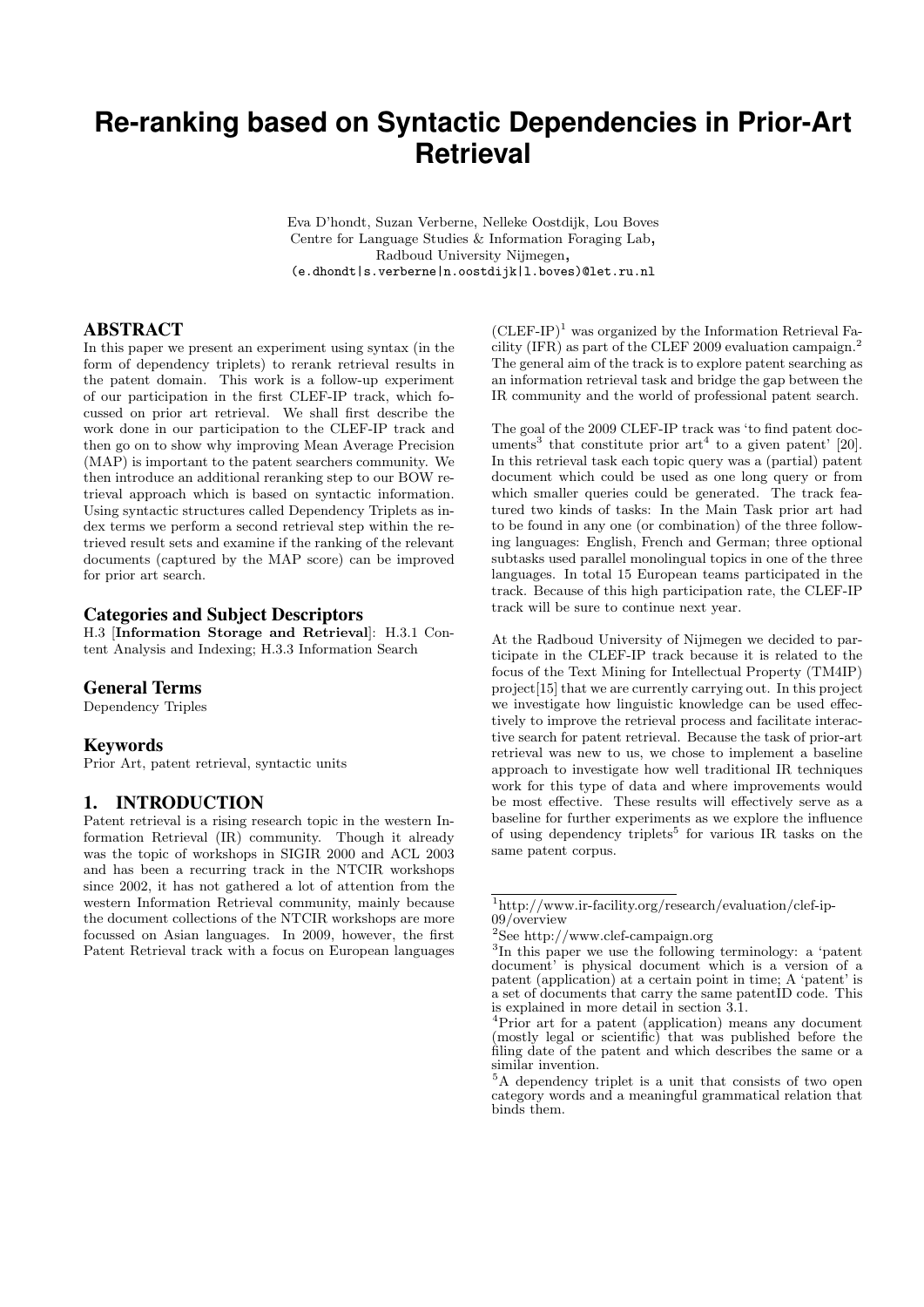# Re-ranking based on Syntactic Dependencies in Prior-Art Retrieval

Eva D'hondt, Suzan Verberne, Nelleke Oostdijk, Lou Boves
Centre for Language Studies & Information Foraging Lab,
Radboud University Nijmegen,
(e.dhondt|s.verberne|n.oostdijk|l.boves)@let.ru.nl

## ABSTRACT

In this paper we present an experiment using syntax (in the form of dependency triplets) to rerank retrieval results in the patent domain. This work is a follow-up experiment of our participation in the first CLEF-IP track, which focussed on prior art retrieval. We shall first describe the work done in our participation to the CLEF-IP track and then go on to show why improving Mean Average Precision (MAP) is important to the patent searchers community. We then introduce an additional reranking step to our BOW retrieval approach which is based on syntactic information. Using syntactic structures called Dependency Triplets as index terms we perform a second retrieval step within the retrieved result sets and examine if the ranking of the relevant documents (captured by the MAP score) can be improved for prior art search.

### Categories and Subject Descriptors

H.3 [**Information Storage and Retrieval**]: H.3.1 Content Analysis and Indexing; H.3.3 Information Search

### General Terms

Dependency Triples

### Keywords

Prior Art, patent retrieval, syntactic units

## 1. INTRODUCTION

Patent retrieval is a rising research topic in the western Information Retrieval (IR) community. Though it already was the topic of workshops in SIGIR 2000 and ACL 2003 and has been a recurring track in the NTCIR workshops since 2002, it has not gathered a lot of attention from the western Information Retrieval community, mainly because the document collections of the NTCIR workshops are more focussed on Asian languages. In 2009, however, the first Patent Retrieval track with a focus on European languages (CLEF-IP)[1] was organized by the Information Retrieval Facility (IFR) as part of the CLEF 2009 evaluation campaign.[2] The general aim of the track is to explore patent searching as an information retrieval task and bridge the gap between the IR community and the world of professional patent search.

The goal of the 2009 CLEF-IP track was 'to find patent documents[3] that constitute prior art[4] to a given patent' [20]. In this retrieval task each topic query was a (partial) patent document which could be used as one long query or from which smaller queries could be generated. The track featured two kinds of tasks: In the Main Task prior art had to be found in any one (or combination) of the three following languages: English, French and German; three optional subtasks used parallel monolingual topics in one of the three languages. In total 15 European teams participated in the track. Because of this high participation rate, the CLEF-IP track will be sure to continue next year.

At the Radboud University of Nijmegen we decided to participate in the CLEF-IP track because it is related to the focus of the Text Mining for Intellectual Property (TM4IP) project[15] that we are currently carrying out. In this project we investigate how linguistic knowledge can be used effectively to improve the retrieval process and facilitate interactive search for patent retrieval. Because the task of prior-art retrieval was new to us, we chose to implement a baseline approach to investigate how well traditional IR techniques work for this type of data and where improvements would be most effective. These results will effectively serve as a baseline for further experiments as we explore the influence of using dependency triplets[5] for various IR tasks on the same patent corpus.

---

[1] http://www.ir-facility.org/research/evaluation/clef-ip-09/overview

[2] See http://www.clef-campaign.org

[3] In this paper we use the following terminology: a 'patent document' is physical document which is a version of a patent (application) at a certain point in time; A 'patent' is a set of documents that carry the same patentID code. This is explained in more detail in section 3.1.

[4] Prior art for a patent (application) means any document (mostly legal or scientific) that was published before the filing date of the patent and which describes the same or a similar invention.

[5] A dependency triplet is a unit that consists of two open category words and a meaningful grammatical relation that binds them.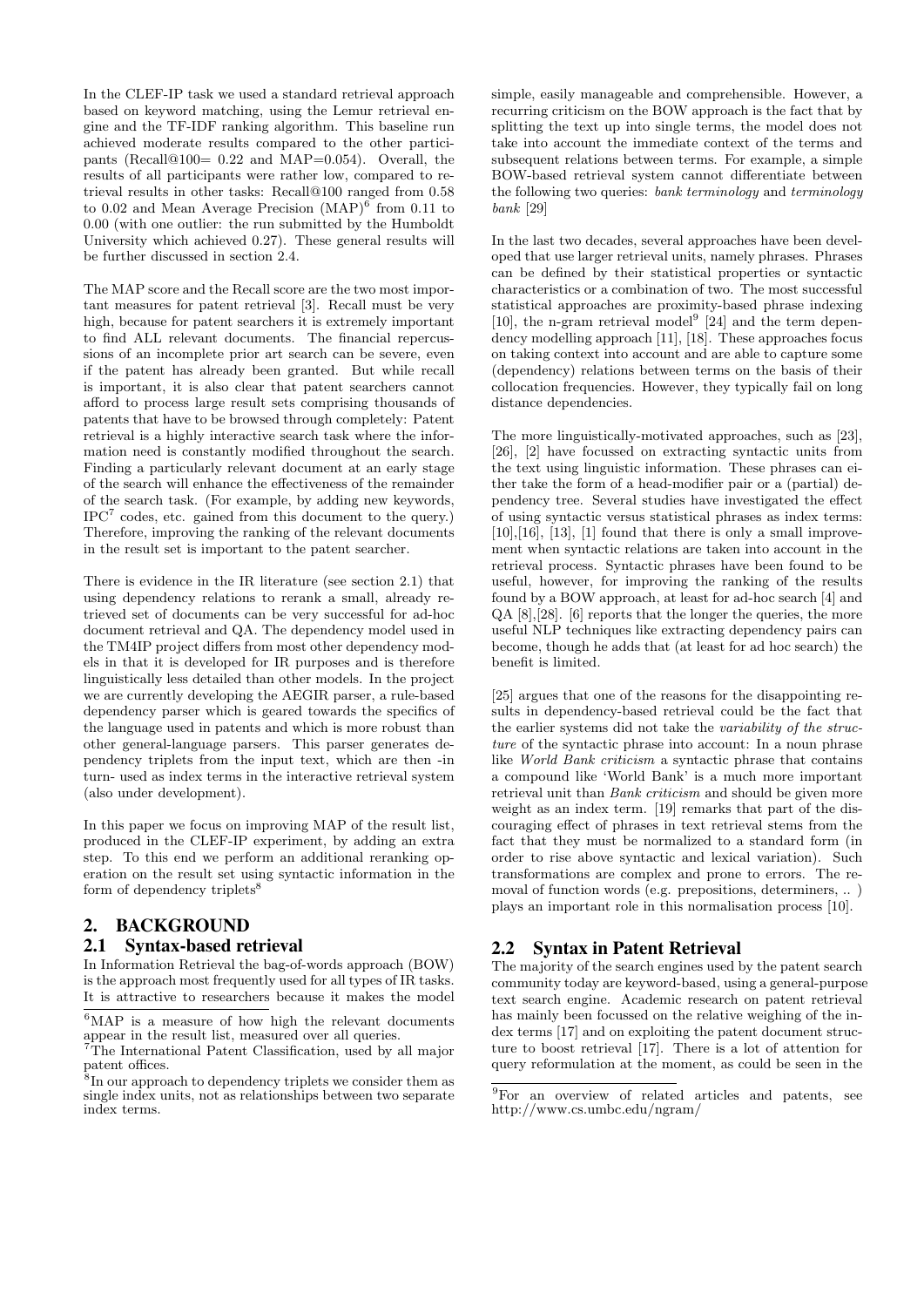In the CLEF-IP task we used a standard retrieval approach based on keyword matching, using the Lemur retrieval engine and the TF-IDF ranking algorithm. This baseline run achieved moderate results compared to the other participants (Recall@100= 0.22 and MAP=0.054). Overall, the results of all participants were rather low, compared to retrieval results in other tasks: Recall@100 ranged from 0.58 to 0.02 and Mean Average Precision (MAP)[6] from 0.11 to 0.00 (with one outlier: the run submitted by the Humboldt University which achieved 0.27). These general results will be further discussed in section 2.4.

The MAP score and the Recall score are the two most important measures for patent retrieval [3]. Recall must be very high, because for patent searchers it is extremely important to find ALL relevant documents. The financial repercussions of an incomplete prior art search can be severe, even if the patent has already been granted. But while recall is important, it is also clear that patent searchers cannot afford to process large result sets comprising thousands of patents that have to be browsed through completely: Patent retrieval is a highly interactive search task where the information need is constantly modified throughout the search. Finding a particularly relevant document at an early stage of the search will enhance the effectiveness of the remainder of the search task. (For example, by adding new keywords, IPC[7] codes, etc. gained from this document to the query.) Therefore, improving the ranking of the relevant documents in the result set is important to the patent searcher.

There is evidence in the IR literature (see section 2.1) that using dependency relations to rerank a small, already retrieved set of documents can be very successful for ad-hoc document retrieval and QA. The dependency model used in the TM4IP project differs from most other dependency models in that it is developed for IR purposes and is therefore linguistically less detailed than other models. In the project we are currently developing the AEGIR parser, a rule-based dependency parser which is geared towards the specifics of the language used in patents and which is more robust than other general-language parsers. This parser generates dependency triplets from the input text, which are then -in turn- used as index terms in the interactive retrieval system (also under development).

In this paper we focus on improving MAP of the result list, produced in the CLEF-IP experiment, by adding an extra step. To this end we perform an additional reranking operation on the result set using syntactic information in the form of dependency triplets[8]

## 2. BACKGROUND

### 2.1 Syntax-based retrieval

In Information Retrieval the bag-of-words approach (BOW) is the approach most frequently used for all types of IR tasks. It is attractive to researchers because it makes the model simple, easily manageable and comprehensible. However, a recurring criticism on the BOW approach is the fact that by splitting the text up into single terms, the model does not take into account the immediate context of the terms and subsequent relations between terms. For example, a simple BOW-based retrieval system cannot differentiate between the following two queries: *bank terminology* and *terminology bank* [29]

In the last two decades, several approaches have been developed that use larger retrieval units, namely phrases. Phrases can be defined by their statistical properties or syntactic characteristics or a combination of two. The most successful statistical approaches are proximity-based phrase indexing [10], the n-gram retrieval model[9] [24] and the term dependency modelling approach [11], [18]. These approaches focus on taking context into account and are able to capture some (dependency) relations between terms on the basis of their collocation frequencies. However, they typically fail on long distance dependencies.

The more linguistically-motivated approaches, such as [23], [26], [2] have focussed on extracting syntactic units from the text using linguistic information. These phrases can either take the form of a head-modifier pair or a (partial) dependency tree. Several studies have investigated the effect of using syntactic versus statistical phrases as index terms: [10],[16], [13], [1] found that there is only a small improvement when syntactic relations are taken into account in the retrieval process. Syntactic phrases have been found to be useful, however, for improving the ranking of the results found by a BOW approach, at least for ad-hoc search [4] and QA [8],[28]. [6] reports that the longer the queries, the more useful NLP techniques like extracting dependency pairs can become, though he adds that (at least for ad hoc search) the benefit is limited.

[25] argues that one of the reasons for the disappointing results in dependency-based retrieval could be the fact that the earlier systems did not take the *variability of the structure* of the syntactic phrase into account: In a noun phrase like *World Bank criticism* a syntactic phrase that contains a compound like 'World Bank' is a much more important retrieval unit than *Bank criticism* and should be given more weight as an index term. [19] remarks that part of the discouraging effect of phrases in text retrieval stems from the fact that they must be normalized to a standard form (in order to rise above syntactic and lexical variation). Such transformations are complex and prone to errors. The removal of function words (e.g. prepositions, determiners, .. ) plays an important role in this normalisation process [10].

### 2.2 Syntax in Patent Retrieval

The majority of the search engines used by the patent search community today are keyword-based, using a general-purpose text search engine. Academic research on patent retrieval has mainly been focussed on the relative weighing of the index terms [17] and on exploiting the patent document structure to boost retrieval [17]. There is a lot of attention for query reformulation at the moment, as could be seen in the

---

[6] MAP is a measure of how high the relevant documents appear in the result list, measured over all queries.

[7] The International Patent Classification, used by all major patent offices.

[8] In our approach to dependency triplets we consider them as single index units, not as relationships between two separate index terms.

[9] For an overview of related articles and patents, see http://www.cs.umbc.edu/ngram/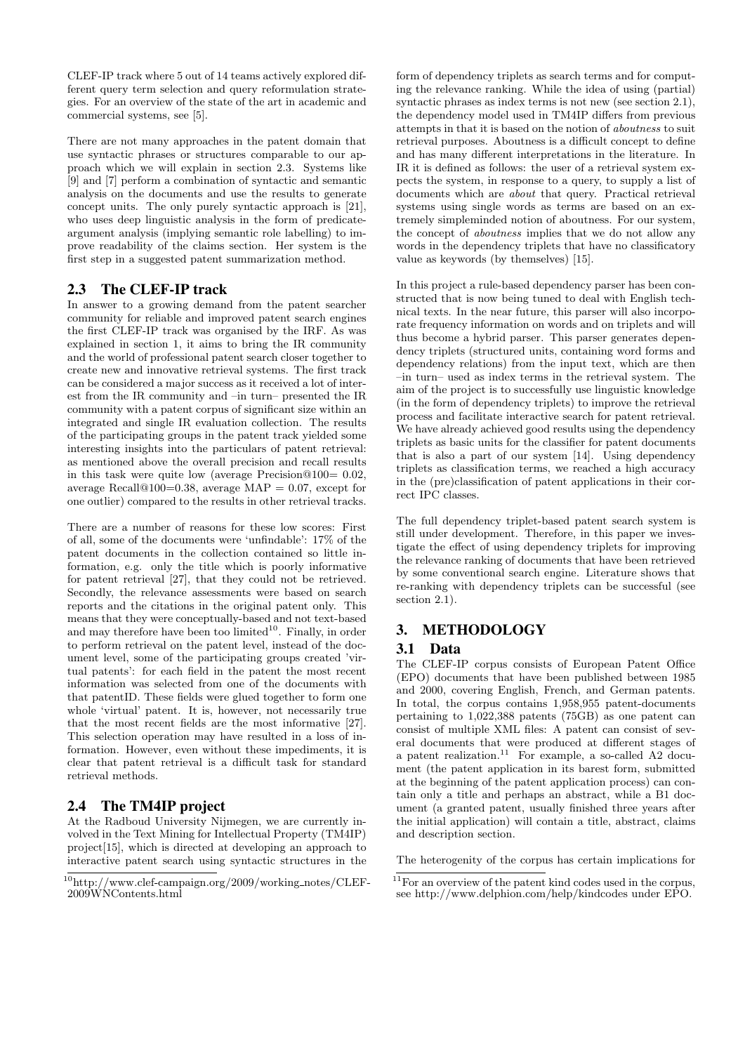CLEF-IP track where 5 out of 14 teams actively explored different query term selection and query reformulation strategies. For an overview of the state of the art in academic and commercial systems, see [5].

There are not many approaches in the patent domain that use syntactic phrases or structures comparable to our approach which we will explain in section 2.3. Systems like [9] and [7] perform a combination of syntactic and semantic analysis on the documents and use the results to generate concept units. The only purely syntactic approach is [21], who uses deep linguistic analysis in the form of predicate-argument analysis (implying semantic role labelling) to improve readability of the claims section. Her system is the first step in a suggested patent summarization method.

## 2.3 The CLEF-IP track

In answer to a growing demand from the patent searcher community for reliable and improved patent search engines the first CLEF-IP track was organised by the IRF. As was explained in section 1, it aims to bring the IR community and the world of professional patent search closer together to create new and innovative retrieval systems. The first track can be considered a major success as it received a lot of interest from the IR community and –in turn– presented the IR community with a patent corpus of significant size within an integrated and single IR evaluation collection. The results of the participating groups in the patent track yielded some interesting insights into the particulars of patent retrieval: as mentioned above the overall precision and recall results in this task were quite low (average Precision@100= 0.02, average Recall@100=0.38, average MAP = 0.07, except for one outlier) compared to the results in other retrieval tracks.

There are a number of reasons for these low scores: First of all, some of the documents were 'unfindable': 17% of the patent documents in the collection contained so little information, e.g. only the title which is poorly informative for patent retrieval [27], that they could not be retrieved. Secondly, the relevance assessments were based on search reports and the citations in the original patent only. This means that they were conceptually-based and not text-based and may therefore have been too limited[10]. Finally, in order to perform retrieval on the patent level, instead of the document level, some of the participating groups created 'virtual patents': for each field in the patent the most recent information was selected from one of the documents with that patentID. These fields were glued together to form one whole 'virtual' patent. It is, however, not necessarily true that the most recent fields are the most informative [27]. This selection operation may have resulted in a loss of information. However, even without these impediments, it is clear that patent retrieval is a difficult task for standard retrieval methods.

## 2.4 The TM4IP project

At the Radboud University Nijmegen, we are currently involved in the Text Mining for Intellectual Property (TM4IP) project[15], which is directed at developing an approach to interactive patent search using syntactic structures in the form of dependency triplets as search terms and for computing the relevance ranking. While the idea of using (partial) syntactic phrases as index terms is not new (see section 2.1), the dependency model used in TM4IP differs from previous attempts in that it is based on the notion of *aboutness* to suit retrieval purposes. Aboutness is a difficult concept to define and has many different interpretations in the literature. In IR it is defined as follows: the user of a retrieval system expects the system, in response to a query, to supply a list of documents which are *about* that query. Practical retrieval systems using single words as terms are based on an extremely simpleminded notion of aboutness. For our system, the concept of *aboutness* implies that we do not allow any words in the dependency triplets that have no classificatory value as keywords (by themselves) [15].

In this project a rule-based dependency parser has been constructed that is now being tuned to deal with English technical texts. In the near future, this parser will also incorporate frequency information on words and on triplets and will thus become a hybrid parser. This parser generates dependency triplets (structured units, containing word forms and dependency relations) from the input text, which are then –in turn– used as index terms in the retrieval system. The aim of the project is to successfully use linguistic knowledge (in the form of dependency triplets) to improve the retrieval process and facilitate interactive search for patent retrieval. We have already achieved good results using the dependency triplets as basic units for the classifier for patent documents that is also a part of our system [14]. Using dependency triplets as classification terms, we reached a high accuracy in the (pre)classification of patent applications in their correct IPC classes.

The full dependency triplet-based patent search system is still under development. Therefore, in this paper we investigate the effect of using dependency triplets for improving the relevance ranking of documents that have been retrieved by some conventional search engine. Literature shows that re-ranking with dependency triplets can be successful (see section 2.1).

# 3. METHODOLOGY

## 3.1 Data

The CLEF-IP corpus consists of European Patent Office (EPO) documents that have been published between 1985 and 2000, covering English, French, and German patents. In total, the corpus contains 1,958,955 patent-documents pertaining to 1,022,388 patents (75GB) as one patent can consist of multiple XML files: A patent can consist of several documents that were produced at different stages of a patent realization.[11] For example, a so-called A2 document (the patent application in its barest form, submitted at the beginning of the patent application process) can contain only a title and perhaps an abstract, while a B1 document (a granted patent, usually finished three years after the initial application) will contain a title, abstract, claims and description section.

The heterogenity of the corpus has certain implications for

[10] http://www.clef-campaign.org/2009/working_notes/CLEF-2009WNContents.html

[11] For an overview of the patent kind codes used in the corpus, see http://www.delphion.com/help/kindcodes under EPO.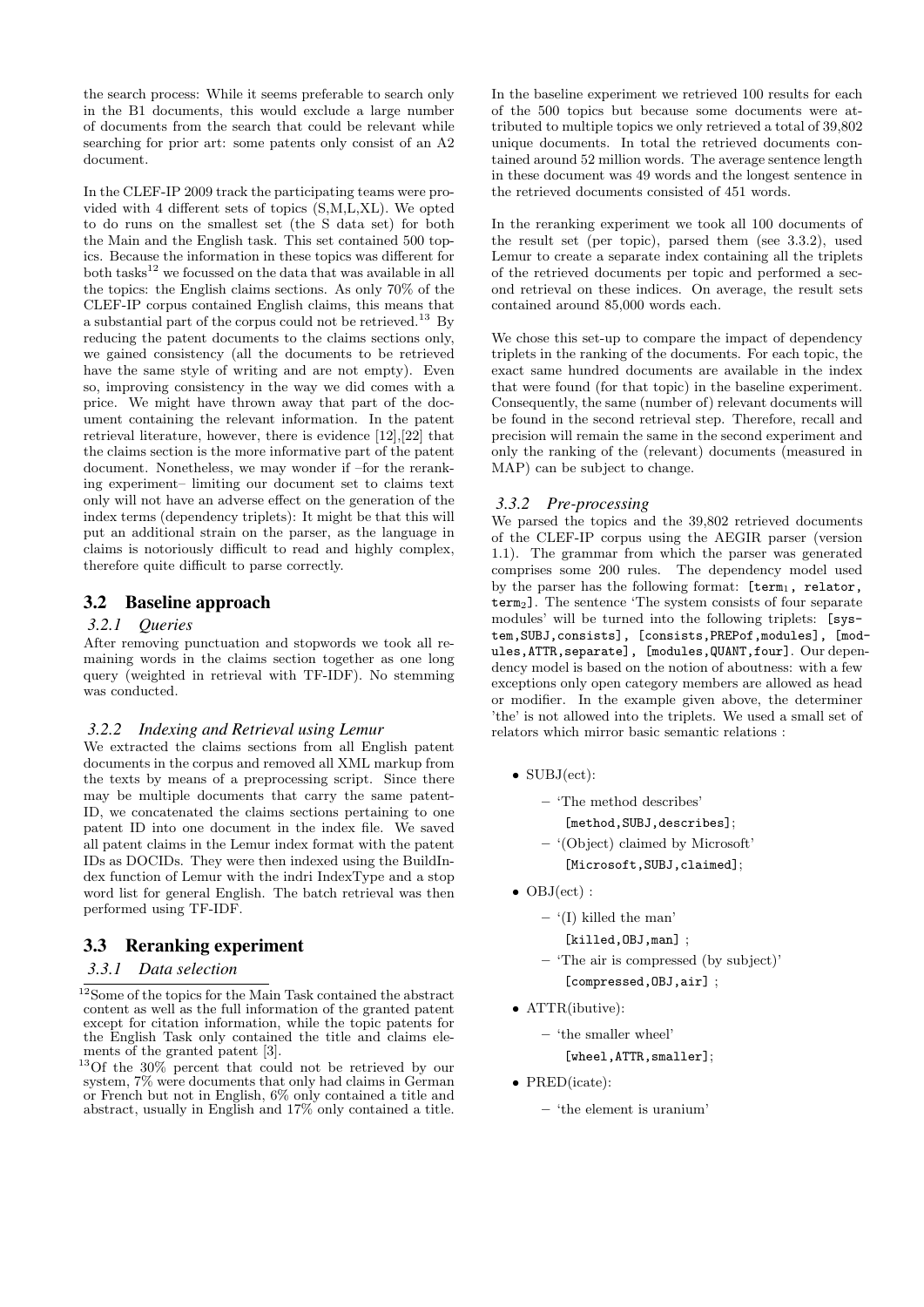the search process: While it seems preferable to search only in the B1 documents, this would exclude a large number of documents from the search that could be relevant while searching for prior art: some patents only consist of an A2 document.

In the CLEF-IP 2009 track the participating teams were provided with 4 different sets of topics (S,M,L,XL). We opted to do runs on the smallest set (the S data set) for both the Main and the English task. This set contained 500 topics. Because the information in these topics was different for both tasks[12] we focussed on the data that was available in all the topics: the English claims sections. As only 70% of the CLEF-IP corpus contained English claims, this means that a substantial part of the corpus could not be retrieved.[13] By reducing the patent documents to the claims sections only, we gained consistency (all the documents to be retrieved have the same style of writing and are not empty). Even so, improving consistency in the way we did comes with a price. We might have thrown away that part of the document containing the relevant information. In the patent retrieval literature, however, there is evidence [12],[22] that the claims section is the more informative part of the patent document. Nonetheless, we may wonder if –for the reranking experiment– limiting our document set to claims text only will not have an adverse effect on the generation of the index terms (dependency triplets): It might be that this will put an additional strain on the parser, as the language in claims is notoriously difficult to read and highly complex, therefore quite difficult to parse correctly.

## 3.2 Baseline approach

### 3.2.1 Queries

After removing punctuation and stopwords we took all remaining words in the claims section together as one long query (weighted in retrieval with TF-IDF). No stemming was conducted.

### 3.2.2 Indexing and Retrieval using Lemur

We extracted the claims sections from all English patent documents in the corpus and removed all XML markup from the texts by means of a preprocessing script. Since there may be multiple documents that carry the same patent-ID, we concatenated the claims sections pertaining to one patent ID into one document in the index file. We saved all patent claims in the Lemur index format with the patent IDs as DOCIDs. They were then indexed using the BuildIndex function of Lemur with the indri IndexType and a stop word list for general English. The batch retrieval was then performed using TF-IDF.

## 3.3 Reranking experiment

### 3.3.1 Data selection

In the baseline experiment we retrieved 100 results for each of the 500 topics but because some documents were attributed to multiple topics we only retrieved a total of 39,802 unique documents. In total the retrieved documents contained around 52 million words. The average sentence length in these document was 49 words and the longest sentence in the retrieved documents consisted of 451 words.

In the reranking experiment we took all 100 documents of the result set (per topic), parsed them (see 3.3.2), used Lemur to create a separate index containing all the triplets of the retrieved documents per topic and performed a second retrieval on these indices. On average, the result sets contained around 85,000 words each.

We chose this set-up to compare the impact of dependency triplets in the ranking of the documents. For each topic, the exact same hundred documents are available in the index that were found (for that topic) in the baseline experiment. Consequently, the same (number of) relevant documents will be found in the second retrieval step. Therefore, recall and precision will remain the same in the second experiment and only the ranking of the (relevant) documents (measured in MAP) can be subject to change.

### 3.3.2 Pre-processing

We parsed the topics and the 39,802 retrieved documents of the CLEF-IP corpus using the AEGIR parser (version 1.1). The grammar from which the parser was generated comprises some 200 rules. The dependency model used by the parser has the following format: `[term`$_1$`, relator, term`$_2$`]`. The sentence 'The system consists of four separate modules' will be turned into the following triplets: `[system,SUBJ,consists]`, `[consists,PREPof,modules]`, `[modules,ATTR,separate]`, `[modules,QUANT,four]`. Our dependency model is based on the notion of aboutness: with a few exceptions only open category members are allowed as head or modifier. In the example given above, the determiner 'the' is not allowed into the triplets. We used a small set of relators which mirror basic semantic relations :

- SUBJ(ect):
  - 'The method describes'
    `[method,SUBJ,describes]`;
  - '(Object) claimed by Microsoft'
    `[Microsoft,SUBJ,claimed]`;
- OBJ(ect) :
  - '(I) killed the man'
    `[killed,OBJ,man]` ;
  - 'The air is compressed (by subject)'
    `[compressed,OBJ,air]` ;
- ATTR(ibutive):
  - 'the smaller wheel'
    `[wheel,ATTR,smaller]`;
- PRED(icate):
  - 'the element is uranium'

---

[12] Some of the topics for the Main Task contained the abstract content as well as the full information of the granted patent except for citation information, while the topic patents for the English Task only contained the title and claims elements of the granted patent [3].

[13] Of the 30% percent that could not be retrieved by our system, 7% were documents that only had claims in German or French but not in English, 6% only contained a title and abstract, usually in English and 17% only contained a title.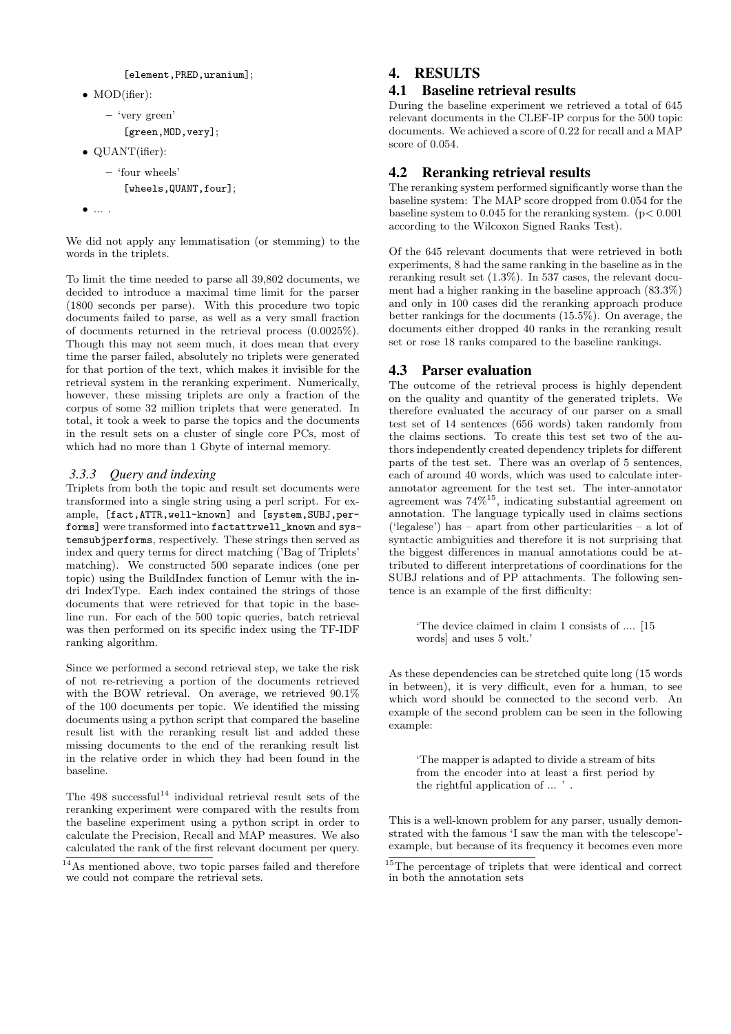[element,PRED,uranium];

- MOD(ifier):
  - 'very green'

    [green,MOD,very];
- QUANT(ifier):
  - 'four wheels'

    [wheels,QUANT,four];
- ... .

We did not apply any lemmatisation (or stemming) to the words in the triplets.

To limit the time needed to parse all 39,802 documents, we decided to introduce a maximal time limit for the parser (1800 seconds per parse). With this procedure two topic documents failed to parse, as well as a very small fraction of documents returned in the retrieval process (0.0025%). Though this may not seem much, it does mean that every time the parser failed, absolutely no triplets were generated for that portion of the text, which makes it invisible for the retrieval system in the reranking experiment. Numerically, however, these missing triplets are only a fraction of the corpus of some 32 million triplets that were generated. In total, it took a week to parse the topics and the documents in the result sets on a cluster of single core PCs, most of which had no more than 1 Gbyte of internal memory.

### 3.3.3 Query and indexing

Triplets from both the topic and result set documents were transformed into a single string using a perl script. For example, [fact,ATTR,well-known] and [system,SUBJ,performs] were transformed into factattrwell_known and systemsubjperforms, respectively. These strings then served as index and query terms for direct matching ('Bag of Triplets' matching). We constructed 500 separate indices (one per topic) using the BuildIndex function of Lemur with the indri IndexType. Each index contained the strings of those documents that were retrieved for that topic in the baseline run. For each of the 500 topic queries, batch retrieval was then performed on its specific index using the TF-IDF ranking algorithm.

Since we performed a second retrieval step, we take the risk of not re-retrieving a portion of the documents retrieved with the BOW retrieval. On average, we retrieved 90.1% of the 100 documents per topic. We identified the missing documents using a python script that compared the baseline result list with the reranking result list and added these missing documents to the end of the reranking result list in the relative order in which they had been found in the baseline.

The 498 successful[14] individual retrieval result sets of the reranking experiment were compared with the results from the baseline experiment using a python script in order to calculate the Precision, Recall and MAP measures. We also calculated the rank of the first relevant document per query.

[14]As mentioned above, two topic parses failed and therefore we could not compare the retrieval sets.

## 4. RESULTS

### 4.1 Baseline retrieval results

During the baseline experiment we retrieved a total of 645 relevant documents in the CLEF-IP corpus for the 500 topic documents. We achieved a score of 0.22 for recall and a MAP score of 0.054.

### 4.2 Reranking retrieval results

The reranking system performed significantly worse than the baseline system: The MAP score dropped from 0.054 for the baseline system to 0.045 for the reranking system. ($p < 0.001$ according to the Wilcoxon Signed Ranks Test).

Of the 645 relevant documents that were retrieved in both experiments, 8 had the same ranking in the baseline as in the reranking result set (1.3%). In 537 cases, the relevant document had a higher ranking in the baseline approach (83.3%) and only in 100 cases did the reranking approach produce better rankings for the documents (15.5%). On average, the documents either dropped 40 ranks in the reranking result set or rose 18 ranks compared to the baseline rankings.

### 4.3 Parser evaluation

The outcome of the retrieval process is highly dependent on the quality and quantity of the generated triplets. We therefore evaluated the accuracy of our parser on a small test set of 14 sentences (656 words) taken randomly from the claims sections. To create this test set two of the authors independently created dependency triplets for different parts of the test set. There was an overlap of 5 sentences, each of around 40 words, which was used to calculate inter-annotator agreement for the test set. The inter-annotator agreement was 74%[15], indicating substantial agreement on annotation. The language typically used in claims sections ('legalese') has – apart from other particularities – a lot of syntactic ambiguities and therefore it is not surprising that the biggest differences in manual annotations could be attributed to different interpretations of coordinations for the SUBJ relations and of PP attachments. The following sentence is an example of the first difficulty:

> 'The device claimed in claim 1 consists of .... [15 words] and uses 5 volt.'

As these dependencies can be stretched quite long (15 words in between), it is very difficult, even for a human, to see which word should be connected to the second verb. An example of the second problem can be seen in the following example:

> 'The mapper is adapted to divide a stream of bits from the encoder into at least a first period by the rightful application of ... ' .

This is a well-known problem for any parser, usually demonstrated with the famous 'I saw the man with the telescope'-example, but because of its frequency it becomes even more

[15]The percentage of triplets that were identical and correct in both the annotation sets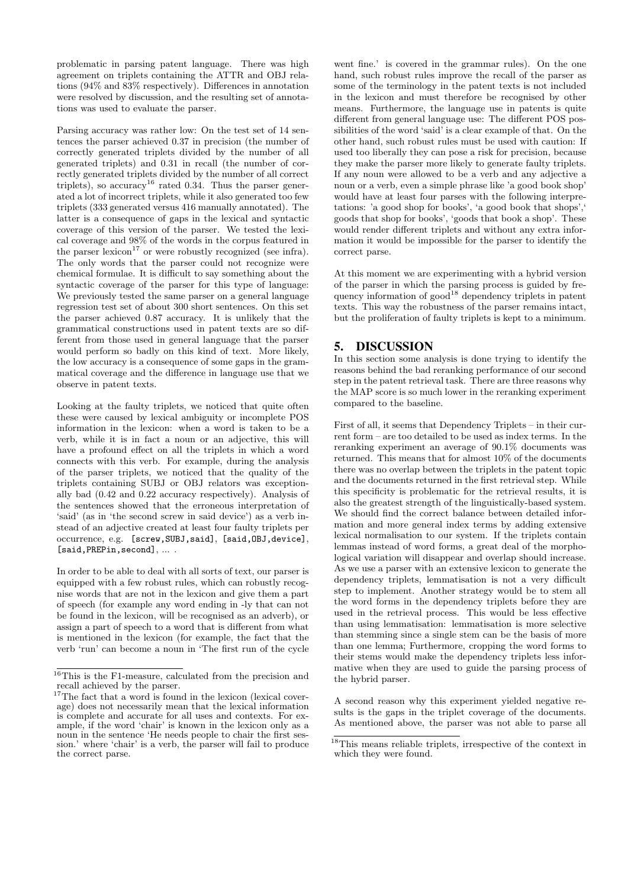problematic in parsing patent language. There was high agreement on triplets containing the ATTR and OBJ relations (94% and 83% respectively). Differences in annotation were resolved by discussion, and the resulting set of annotations was used to evaluate the parser.

Parsing accuracy was rather low: On the test set of 14 sentences the parser achieved 0.37 in precision (the number of correctly generated triplets divided by the number of all generated triplets) and 0.31 in recall (the number of correctly generated triplets divided by the number of all correct triplets), so accuracy[16] rated 0.34. Thus the parser generated a lot of incorrect triplets, while it also generated too few triplets (333 generated versus 416 manually annotated). The latter is a consequence of gaps in the lexical and syntactic coverage of this version of the parser. We tested the lexical coverage and 98% of the words in the corpus featured in the parser lexicon[17] or were robustly recognized (see infra). The only words that the parser could not recognize were chemical formulae. It is difficult to say something about the syntactic coverage of the parser for this type of language: We previously tested the same parser on a general language regression test set of about 300 short sentences. On this set the parser achieved 0.87 accuracy. It is unlikely that the grammatical constructions used in patent texts are so different from those used in general language that the parser would perform so badly on this kind of text. More likely, the low accuracy is a consequence of some gaps in the grammatical coverage and the difference in language use that we observe in patent texts.

Looking at the faulty triplets, we noticed that quite often these were caused by lexical ambiguity or incomplete POS information in the lexicon: when a word is taken to be a verb, while it is in fact a noun or an adjective, this will have a profound effect on all the triplets in which a word connects with this verb. For example, during the analysis of the parser triplets, we noticed that the quality of the triplets containing SUBJ or OBJ relators was exceptionally bad (0.42 and 0.22 accuracy respectively). Analysis of the sentences showed that the erroneous interpretation of 'said' (as in 'the second screw in said device') as a verb instead of an adjective created at least four faulty triplets per occurrence, e.g. `[screw,SUBJ,said]`, `[said,OBJ,device]`, `[said,PREPin,second]`, ... .

In order to be able to deal with all sorts of text, our parser is equipped with a few robust rules, which can robustly recognise words that are not in the lexicon and give them a part of speech (for example any word ending in -ly that can not be found in the lexicon, will be recognised as an adverb), or assign a part of speech to a word that is different from what is mentioned in the lexicon (for example, the fact that the verb 'run' can become a noun in 'The first run of the cycle went fine.' is covered in the grammar rules). On the one hand, such robust rules improve the recall of the parser as some of the terminology in the patent texts is not included in the lexicon and must therefore be recognised by other means. Furthermore, the language use in patents is quite different from general language use: The different POS possibilities of the word 'said' is a clear example of that. On the other hand, such robust rules must be used with caution: If used too liberally they can pose a risk for precision, because they make the parser more likely to generate faulty triplets. If any noun were allowed to be a verb and any adjective a noun or a verb, even a simple phrase like 'a good book shop' would have at least four parses with the following interpretations: 'a good shop for books', 'a good book that shops',' goods that shop for books', 'goods that book a shop'. These would render different triplets and without any extra information it would be impossible for the parser to identify the correct parse.

At this moment we are experimenting with a hybrid version of the parser in which the parsing process is guided by frequency information of good[18] dependency triplets in patent texts. This way the robustness of the parser remains intact, but the proliferation of faulty triplets is kept to a minimum.

## 5. DISCUSSION

In this section some analysis is done trying to identify the reasons behind the bad reranking performance of our second step in the patent retrieval task. There are three reasons why the MAP score is so much lower in the reranking experiment compared to the baseline.

First of all, it seems that Dependency Triplets – in their current form – are too detailed to be used as index terms. In the reranking experiment an average of 90.1% documents was returned. This means that for almost 10% of the documents there was no overlap between the triplets in the patent topic and the documents returned in the first retrieval step. While this specificity is problematic for the retrieval results, it is also the greatest strength of the linguistically-based system. We should find the correct balance between detailed information and more general index terms by adding extensive lexical normalisation to our system. If the triplets contain lemmas instead of word forms, a great deal of the morphological variation will disappear and overlap should increase. As we use a parser with an extensive lexicon to generate the dependency triplets, lemmatisation is not a very difficult step to implement. Another strategy would be to stem all the word forms in the dependency triplets before they are used in the retrieval process. This would be less effective than using lemmatisation: lemmatisation is more selective than stemming since a single stem can be the basis of more than one lemma; Furthermore, cropping the word forms to their stems would make the dependency triplets less informative when they are used to guide the parsing process of the hybrid parser.

A second reason why this experiment yielded negative results is the gaps in the triplet coverage of the documents. As mentioned above, the parser was not able to parse all

[16] This is the F1-measure, calculated from the precision and recall achieved by the parser.

[17] The fact that a word is found in the lexicon (lexical coverage) does not necessarily mean that the lexical information is complete and accurate for all uses and contexts. For example, if the word 'chair' is known in the lexicon only as a noun in the sentence 'He needs people to chair the first session.' where 'chair' is a verb, the parser will fail to produce the correct parse.

[18] This means reliable triplets, irrespective of the context in which they were found.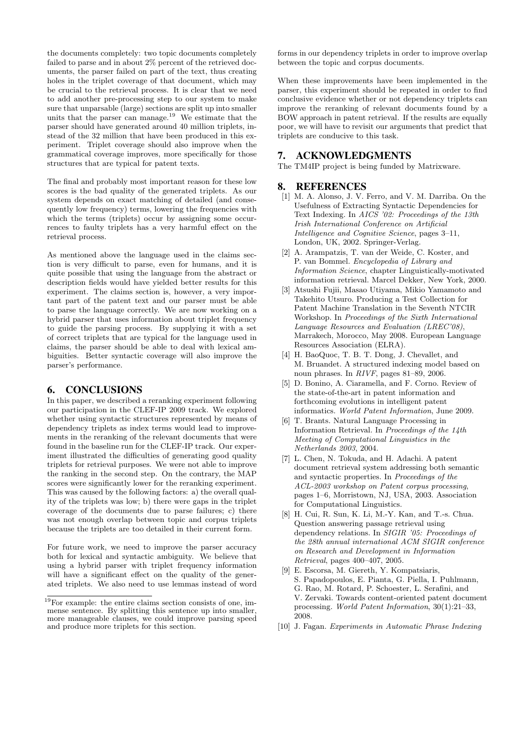the documents completely: two topic documents completely failed to parse and in about 2% percent of the retrieved documents, the parser failed on part of the text, thus creating holes in the triplet coverage of that document, which may be crucial to the retrieval process. It is clear that we need to add another pre-processing step to our system to make sure that unparsable (large) sections are split up into smaller units that the parser can manage.[19] We estimate that the parser should have generated around 40 million triplets, instead of the 32 million that have been produced in this experiment. Triplet coverage should also improve when the grammatical coverage improves, more specifically for those structures that are typical for patent texts.

The final and probably most important reason for these low scores is the bad quality of the generated triplets. As our system depends on exact matching of detailed (and consequently low frequency) terms, lowering the frequencies with which the terms (triplets) occur by assigning some occurrences to faulty triplets has a very harmful effect on the retrieval process.

As mentioned above the language used in the claims section is very difficult to parse, even for humans, and it is quite possible that using the language from the abstract or description fields would have yielded better results for this experiment. The claims section is, however, a very important part of the patent text and our parser must be able to parse the language correctly. We are now working on a hybrid parser that uses information about triplet frequency to guide the parsing process. By supplying it with a set of correct triplets that are typical for the language used in claims, the parser should be able to deal with lexical ambiguities. Better syntactic coverage will also improve the parser's performance.

## 6. CONCLUSIONS

In this paper, we described a reranking experiment following our participation in the CLEF-IP 2009 track. We explored whether using syntactic structures represented by means of dependency triplets as index terms would lead to improvements in the reranking of the relevant documents that were found in the baseline run for the CLEF-IP track. Our experiment illustrated the difficulties of generating good quality triplets for retrieval purposes. We were not able to improve the ranking in the second step. On the contrary, the MAP scores were significantly lower for the reranking experiment. This was caused by the following factors: a) the overall quality of the triplets was low; b) there were gaps in the triplet coverage of the documents due to parse failures; c) there was not enough overlap between topic and corpus triplets because the triplets are too detailed in their current form.

For future work, we need to improve the parser accuracy both for lexical and syntactic ambiguity. We believe that using a hybrid parser with triplet frequency information will have a significant effect on the quality of the generated triplets. We also need to use lemmas instead of word forms in our dependency triplets in order to improve overlap between the topic and corpus documents.

When these improvements have been implemented in the parser, this experiment should be repeated in order to find conclusive evidence whether or not dependency triplets can improve the reranking of relevant documents found by a BOW approach in patent retrieval. If the results are equally poor, we will have to revisit our arguments that predict that triplets are conducive to this task.

## 7. ACKNOWLEDGMENTS

The TM4IP project is being funded by Matrixware.

## 8. REFERENCES

[1] M. A. Alonso, J. V. Ferro, and V. M. Darriba. On the Usefulness of Extracting Syntactic Dependencies for Text Indexing. In *AICS '02: Proceedings of the 13th Irish International Conference on Artificial Intelligence and Cognitive Science*, pages 3–11, London, UK, 2002. Springer-Verlag.

[2] A. Arampatzis, T. van der Weide, C. Koster, and P. van Bommel. *Encyclopedia of Library and Information Science*, chapter Linguistically-motivated information retrieval. Marcel Dekker, New York, 2000.

[3] Atsushi Fujii, Masao Utiyama, Mikio Yamamoto and Takehito Utsuro. Producing a Test Collection for Patent Machine Translation in the Seventh NTCIR Workshop. In *Proceedings of the Sixth International Language Resources and Evaluation (LREC'08)*, Marrakech, Morocco, May 2008. European Language Resources Association (ELRA).

[4] H. BaoQuoc, T. B. T. Dong, J. Chevallet, and M. Bruandet. A structured indexing model based on noun phrases. In *RIVF*, pages 81–89, 2006.

[5] D. Bonino, A. Ciaramella, and F. Corno. Review of the state-of-the-art in patent information and forthcoming evolutions in intelligent patent informatics. *World Patent Information*, June 2009.

[6] T. Brants. Natural Language Processing in Information Retrieval. In *Proceedings of the 14th Meeting of Computational Linguistics in the Netherlands 2003*, 2004.

[7] L. Chen, N. Tokuda, and H. Adachi. A patent document retrieval system addressing both semantic and syntactic properties. In *Proceedings of the ACL-2003 workshop on Patent corpus processing*, pages 1–6, Morristown, NJ, USA, 2003. Association for Computational Linguistics.

[8] H. Cui, R. Sun, K. Li, M.-Y. Kan, and T.-s. Chua. Question answering passage retrieval using dependency relations. In *SIGIR '05: Proceedings of the 28th annual international ACM SIGIR conference on Research and Development in Information Retrieval*, pages 400–407, 2005.

[9] E. Escorsa, M. Giereth, Y. Kompatsiaris, S. Papadopoulos, E. Pianta, G. Piella, I. Puhlmann, G. Rao, M. Rotard, P. Schoester, L. Serafini, and V. Zervaki. Towards content-oriented patent document processing. *World Patent Information*, 30(1):21–33, 2008.

[10] J. Fagan. *Experiments in Automatic Phrase Indexing*

[19] For example: the entire claims section consists of one, immense sentence. By splitting this sentence up into smaller, more manageable clauses, we could improve parsing speed and produce more triplets for this section.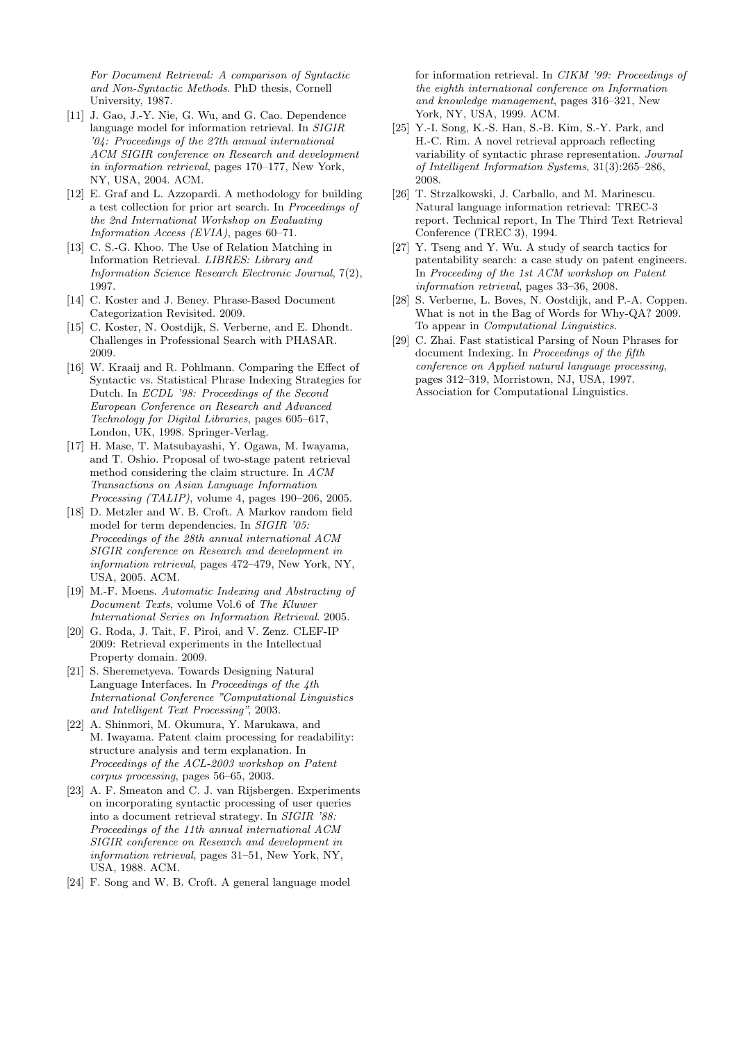*For Document Retrieval: A comparison of Syntactic and Non-Syntactic Methods*. PhD thesis, Cornell University, 1987.

[11] J. Gao, J.-Y. Nie, G. Wu, and G. Cao. Dependence language model for information retrieval. In *SIGIR '04: Proceedings of the 27th annual international ACM SIGIR conference on Research and development in information retrieval*, pages 170–177, New York, NY, USA, 2004. ACM.

[12] E. Graf and L. Azzopardi. A methodology for building a test collection for prior art search. In *Proceedings of the 2nd International Workshop on Evaluating Information Access (EVIA)*, pages 60–71.

[13] C. S.-G. Khoo. The Use of Relation Matching in Information Retrieval. *LIBRES: Library and Information Science Research Electronic Journal*, 7(2), 1997.

[14] C. Koster and J. Beney. Phrase-Based Document Categorization Revisited. 2009.

[15] C. Koster, N. Oostdijk, S. Verberne, and E. Dhondt. Challenges in Professional Search with PHASAR. 2009.

[16] W. Kraaij and R. Pohlmann. Comparing the Effect of Syntactic vs. Statistical Phrase Indexing Strategies for Dutch. In *ECDL '98: Proceedings of the Second European Conference on Research and Advanced Technology for Digital Libraries*, pages 605–617, London, UK, 1998. Springer-Verlag.

[17] H. Mase, T. Matsubayashi, Y. Ogawa, M. Iwayama, and T. Oshio. Proposal of two-stage patent retrieval method considering the claim structure. In *ACM Transactions on Asian Language Information Processing (TALIP)*, volume 4, pages 190–206, 2005.

[18] D. Metzler and W. B. Croft. A Markov random field model for term dependencies. In *SIGIR '05: Proceedings of the 28th annual international ACM SIGIR conference on Research and development in information retrieval*, pages 472–479, New York, NY, USA, 2005. ACM.

[19] M.-F. Moens. *Automatic Indexing and Abstracting of Document Texts*, volume Vol.6 of *The Kluwer International Series on Information Retrieval*. 2005.

[20] G. Roda, J. Tait, F. Piroi, and V. Zenz. CLEF-IP 2009: Retrieval experiments in the Intellectual Property domain. 2009.

[21] S. Sheremetyeva. Towards Designing Natural Language Interfaces. In *Proceedings of the 4th International Conference "Computational Linguistics and Intelligent Text Processing"*, 2003.

[22] A. Shinmori, M. Okumura, Y. Marukawa, and M. Iwayama. Patent claim processing for readability: structure analysis and term explanation. In *Proceedings of the ACL-2003 workshop on Patent corpus processing*, pages 56–65, 2003.

[23] A. F. Smeaton and C. J. van Rijsbergen. Experiments on incorporating syntactic processing of user queries into a document retrieval strategy. In *SIGIR '88: Proceedings of the 11th annual international ACM SIGIR conference on Research and development in information retrieval*, pages 31–51, New York, NY, USA, 1988. ACM.

[24] F. Song and W. B. Croft. A general language model for information retrieval. In *CIKM '99: Proceedings of the eighth international conference on Information and knowledge management*, pages 316–321, New York, NY, USA, 1999. ACM.

[25] Y.-I. Song, K.-S. Han, S.-B. Kim, S.-Y. Park, and H.-C. Rim. A novel retrieval approach reflecting variability of syntactic phrase representation. *Journal of Intelligent Information Systems*, 31(3):265–286, 2008.

[26] T. Strzalkowski, J. Carballo, and M. Marinescu. Natural language information retrieval: TREC-3 report. Technical report, In The Third Text Retrieval Conference (TREC 3), 1994.

[27] Y. Tseng and Y. Wu. A study of search tactics for patentability search: a case study on patent engineers. In *Proceeding of the 1st ACM workshop on Patent information retrieval*, pages 33–36, 2008.

[28] S. Verberne, L. Boves, N. Oostdijk, and P.-A. Coppen. What is not in the Bag of Words for Why-QA? 2009. To appear in *Computational Linguistics*.

[29] C. Zhai. Fast statistical Parsing of Noun Phrases for document Indexing. In *Proceedings of the fifth conference on Applied natural language processing*, pages 312–319, Morristown, NJ, USA, 1997. Association for Computational Linguistics.